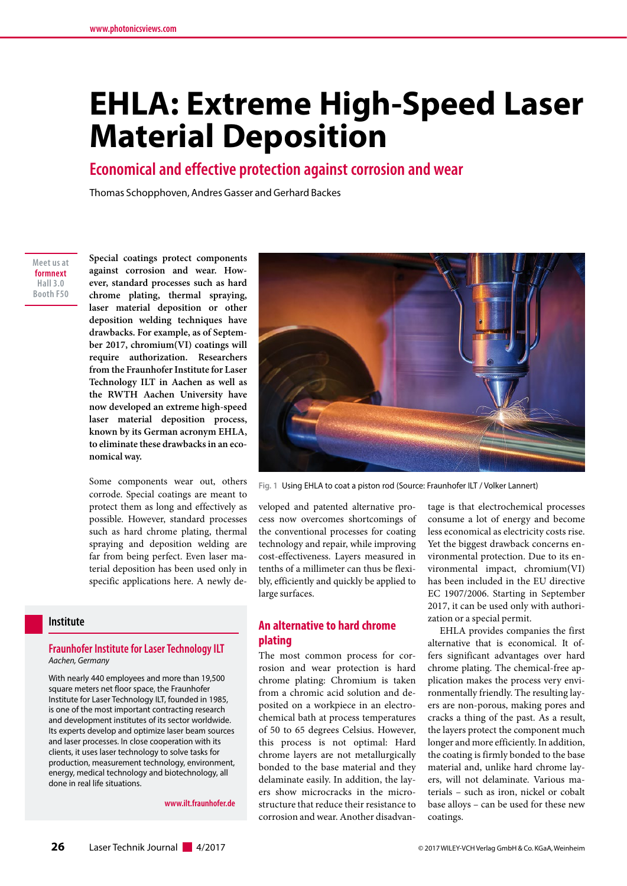# EHLA: Extreme High-Speed Laser Material Deposition

## Economical and effective protection against corrosion and wear

Thomas Schopphoven, Andres Gasser and Gerhard Backes

Meet us at **formnext** Hall 3.0 Booth F50

**Special coatings protect components against corrosion and wear. However, standard processes such as hard chrome plating, thermal spraying, laser material deposition or other deposition welding techniques have drawbacks. For example, as of September 2017, chromium(VI) coatings will require authorization. Researchers from the Fraunhofer Institute for Laser Technology ILT in Aachen as well as the RWTH Aachen University have now developed an extreme high-speed laser material deposition process, known by its German acronym EHLA, to eliminate these drawbacks in an economical way.**

Fig. 1 Using EHLA to coat a piston rod (Source: Fraunhofer ILT / Volker Lannert)

Some components wear out, others corrode. Special coatings are meant to protect them as long and effectively as possible. However, standard processes such as hard chrome plating, thermal spraying and deposition welding are far from being perfect. Even laser material deposition has been used only in specific applications here. A newly developed and patented alternative process now overcomes shortcomings of the conventional processes for coating technology and repair, while improving cost-effectiveness. Layers measured in tenths of a millimeter can thus be flexibly, efficiently and quickly be applied to large surfaces.

### An alternative to hard chrome plating

The most common process for corrosion and wear protection is hard chrome plating: Chromium is taken from a chromic acid solution and deposited on a workpiece in an electrochemical bath at process temperatures of 50 to 65 degrees Celsius. However, this process is not optimal: Hard chrome layers are not metallurgically bonded to the base material and they delaminate easily. In addition, the layers show microcracks in the microstructure that reduce their resistance to corrosion and wear. Another disadvantage is that electrochemical processes consume a lot of energy and become less economical as electricity costs rise. Yet the biggest drawback concerns environmental protection. Due to its environmental impact, chromium(VI) has been included in the EU directive EC 1907/2006. Starting in September 2017, it can be used only with authorization or a special permit.

EHLA provides companies the first alternative that is economical. It offers significant advantages over hard chrome plating. The chemical-free application makes the process very environmentally friendly. The resulting layers are non-porous, making pores and cracks a thing of the past. As a result, the layers protect the component much longer and more efficiently. In addition, the coating is firmly bonded to the base material and, unlike hard chrome layers, will not delaminate. Various materials – such as iron, nickel or cobalt base alloys – can be used for these new coatings.

---

**Institute**

**Fraunhofer Institute for Laser Technology ILT**
*Aachen, Germany*

With nearly 440 employees and more than 19,500 square meters net floor space, the Fraunhofer Institute for Laser Technology ILT, founded in 1985, is one of the most important contracting research and development institutes of its sector worldwide. Its experts develop and optimize laser beam sources and laser processes. In close cooperation with its clients, it uses laser technology to solve tasks for production, measurement technology, environment, energy, medical technology and biotechnology, all done in real life situations.

www.ilt.fraunhofer.de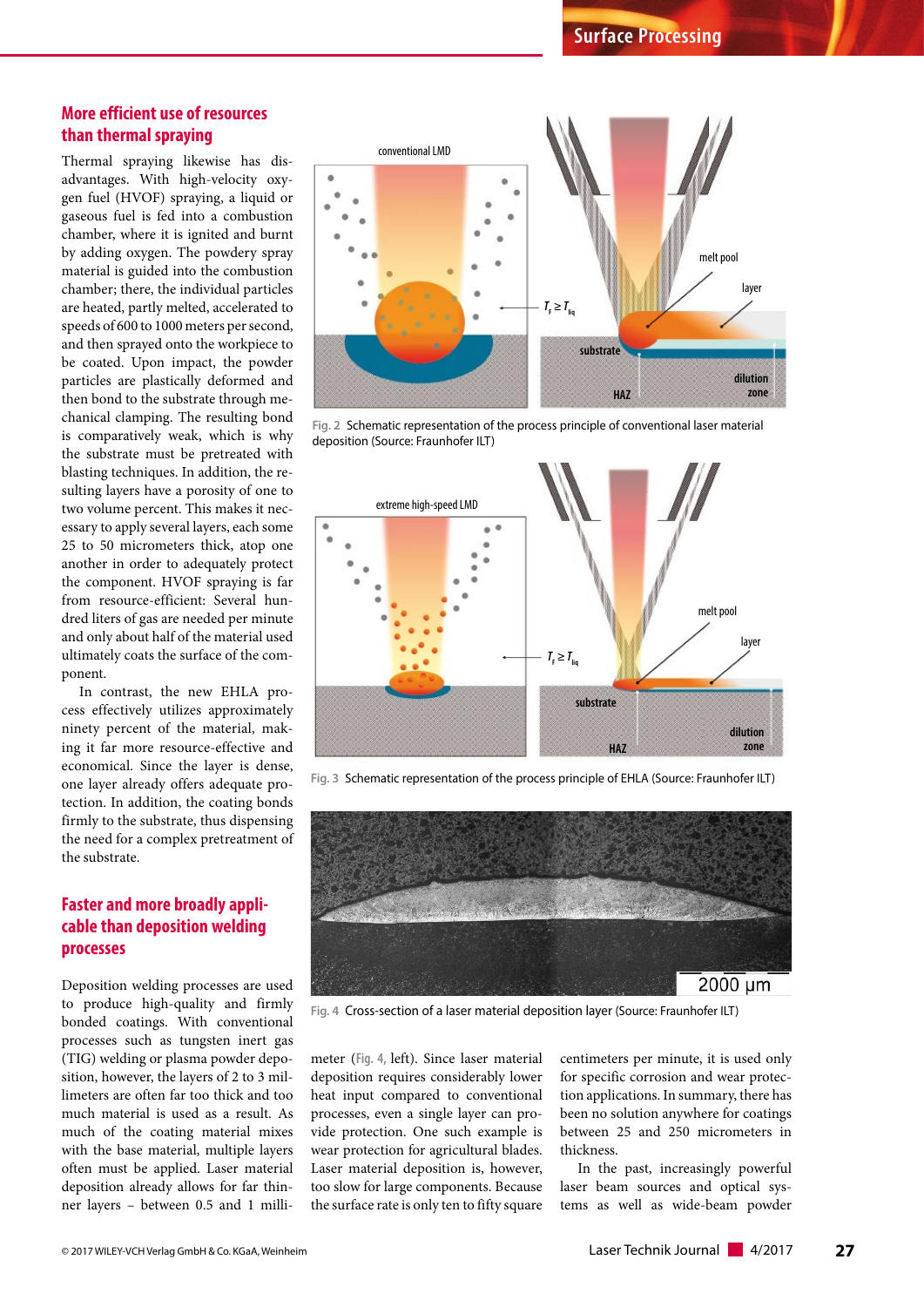## More efficient use of resources than thermal spraying

Thermal spraying likewise has disadvantages. With high-velocity oxygen fuel (HVOF) spraying, a liquid or gaseous fuel is fed into a combustion chamber, where it is ignited and burnt by adding oxygen. The powdery spray material is guided into the combustion chamber; there, the individual particles are heated, partly melted, accelerated to speeds of 600 to 1000 meters per second, and then sprayed onto the workpiece to be coated. Upon impact, the powder particles are plastically deformed and then bond to the substrate through mechanical clamping. The resulting bond is comparatively weak, which is why the substrate must be pretreated with blasting techniques. In addition, the resulting layers have a porosity of one to two volume percent. This makes it necessary to apply several layers, each some 25 to 50 micrometers thick, atop one another in order to adequately protect the component. HVOF spraying is far from resource-efficient: Several hundred liters of gas are needed per minute and only about half of the material used ultimately coats the surface of the component.

In contrast, the new EHLA process effectively utilizes approximately ninety percent of the material, making it far more resource-effective and economical. Since the layer is dense, one layer already offers adequate protection. In addition, the coating bonds firmly to the substrate, thus dispensing the need for a complex pretreatment of the substrate.

Fig. 2 Schematic representation of the process principle of conventional laser material deposition (Source: Fraunhofer ILT)

Fig. 3 Schematic representation of the process principle of EHLA (Source: Fraunhofer ILT)

Fig. 4 Cross-section of a laser material deposition layer (Source: Fraunhofer ILT)

## Faster and more broadly applicable than deposition welding processes

Deposition welding processes are used to produce high-quality and firmly bonded coatings. With conventional processes such as tungsten inert gas (TIG) welding or plasma powder deposition, however, the layers of 2 to 3 millimeters are often far too thick and too much material is used as a result. As much of the coating material mixes with the base material, multiple layers often must be applied. Laser material deposition already allows for far thinner layers – between 0.5 and 1 millimeter (Fig. 4, left). Since laser material deposition requires considerably lower heat input compared to conventional processes, even a single layer can provide protection. One such example is wear protection for agricultural blades. Laser material deposition is, however, too slow for large components. Because the surface rate is only ten to fifty square centimeters per minute, it is used only for specific corrosion and wear protection applications. In summary, there has been no solution anywhere for coatings between 25 and 250 micrometers in thickness.

In the past, increasingly powerful laser beam sources and optical systems as well as wide-beam powder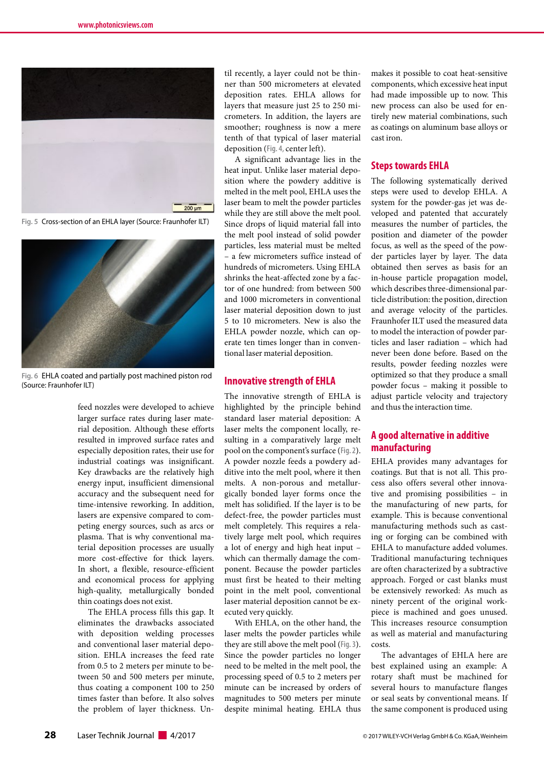Fig. 5 Cross-section of an EHLA layer (Source: Fraunhofer ILT)

Fig. 6 EHLA coated and partially post machined piston rod (Source: Fraunhofer ILT)

feed nozzles were developed to achieve larger surface rates during laser material deposition. Although these efforts resulted in improved surface rates and especially deposition rates, their use for industrial coatings was insignificant. Key drawbacks are the relatively high energy input, insufficient dimensional accuracy and the subsequent need for time-intensive reworking. In addition, lasers are expensive compared to competing energy sources, such as arcs or plasma. That is why conventional material deposition processes are usually more cost-effective for thick layers. In short, a flexible, resource-efficient and economical process for applying high-quality, metallurgically bonded thin coatings does not exist.

The EHLA process fills this gap. It eliminates the drawbacks associated with deposition welding processes and conventional laser material deposition. EHLA increases the feed rate from 0.5 to 2 meters per minute to between 50 and 500 meters per minute, thus coating a component 100 to 250 times faster than before. It also solves the problem of layer thickness. Until recently, a layer could not be thinner than 500 micrometers at elevated deposition rates. EHLA allows for layers that measure just 25 to 250 micrometers. In addition, the layers are smoother; roughness is now a mere tenth of that typical of laser material deposition (Fig. 4, center left).

A significant advantage lies in the heat input. Unlike laser material deposition where the powdery additive is melted in the melt pool, EHLA uses the laser beam to melt the powder particles while they are still above the melt pool. Since drops of liquid material fall into the melt pool instead of solid powder particles, less material must be melted – a few micrometers suffice instead of hundreds of micrometers. Using EHLA shrinks the heat-affected zone by a factor of one hundred: from between 500 and 1000 micrometers in conventional laser material deposition down to just 5 to 10 micrometers. New is also the EHLA powder nozzle, which can operate ten times longer than in conventional laser material deposition.

## Innovative strength of EHLA

The innovative strength of EHLA is highlighted by the principle behind standard laser material deposition: A laser melts the component locally, resulting in a comparatively large melt pool on the component's surface (Fig. 2). A powder nozzle feeds a powdery additive into the melt pool, where it then melts. A non-porous and metallurgically bonded layer forms once the melt has solidified. If the layer is to be defect-free, the powder particles must melt completely. This requires a relatively large melt pool, which requires a lot of energy and high heat input – which can thermally damage the component. Because the powder particles must first be heated to their melting point in the melt pool, conventional laser material deposition cannot be executed very quickly.

With EHLA, on the other hand, the laser melts the powder particles while they are still above the melt pool (Fig. 3). Since the powder particles no longer need to be melted in the melt pool, the processing speed of 0.5 to 2 meters per minute can be increased by orders of magnitudes to 500 meters per minute despite minimal heating. EHLA thus makes it possible to coat heat-sensitive components, which excessive heat input had made impossible up to now. This new process can also be used for entirely new material combinations, such as coatings on aluminum base alloys or cast iron.

## Steps towards EHLA

The following systematically derived steps were used to develop EHLA. A system for the powder-gas jet was developed and patented that accurately measures the number of particles, the position and diameter of the powder focus, as well as the speed of the powder particles layer by layer. The data obtained then serves as basis for an in-house particle propagation model, which describes three-dimensional particle distribution: the position, direction and average velocity of the particles. Fraunhofer ILT used the measured data to model the interaction of powder particles and laser radiation – which had never been done before. Based on the results, powder feeding nozzles were optimized so that they produce a small powder focus – making it possible to adjust particle velocity and trajectory and thus the interaction time.

## A good alternative in additive manufacturing

EHLA provides many advantages for coatings. But that is not all. This process also offers several other innovative and promising possibilities – in the manufacturing of new parts, for example. This is because conventional manufacturing methods such as casting or forging can be combined with EHLA to manufacture added volumes. Traditional manufacturing techniques are often characterized by a subtractive approach. Forged or cast blanks must be extensively reworked: As much as ninety percent of the original workpiece is machined and goes unused. This increases resource consumption as well as material and manufacturing costs.

The advantages of EHLA here are best explained using an example: A rotary shaft must be machined for several hours to manufacture flanges or seal seats by conventional means. If the same component is produced using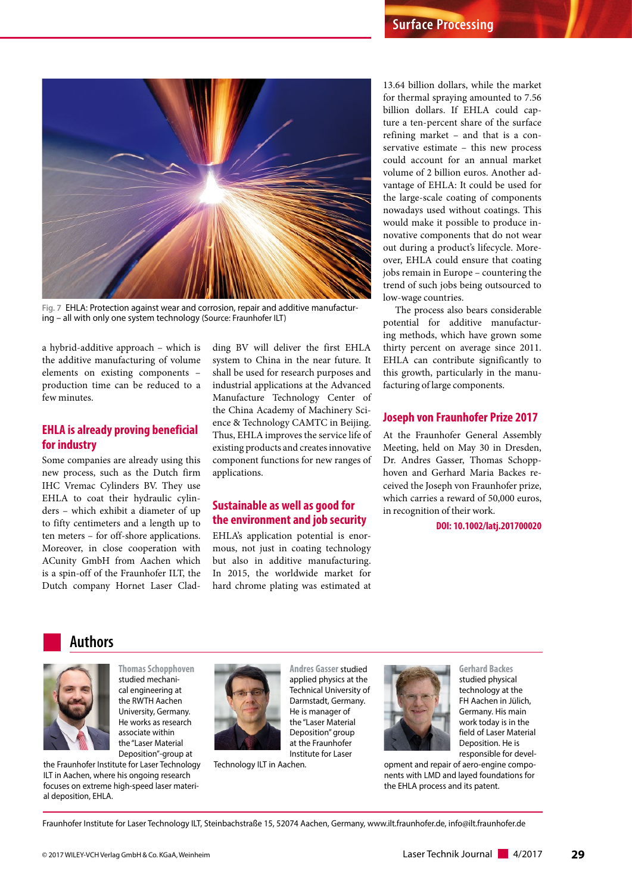Fig. 7 EHLA: Protection against wear and corrosion, repair and additive manufacturing – all with only one system technology (Source: Fraunhofer ILT)

a hybrid-additive approach – which is the additive manufacturing of volume elements on existing components – production time can be reduced to a few minutes.

## EHLA is already proving beneficial for industry

Some companies are already using this new process, such as the Dutch firm IHC Vremac Cylinders BV. They use EHLA to coat their hydraulic cylinders – which exhibit a diameter of up to fifty centimeters and a length up to ten meters – for off-shore applications. Moreover, in close cooperation with ACunity GmbH from Aachen which is a spin-off of the Fraunhofer ILT, the Dutch company Hornet Laser Cladding BV will deliver the first EHLA system to China in the near future. It shall be used for research purposes and industrial applications at the Advanced Manufacture Technology Center of the China Academy of Machinery Science & Technology CAMTC in Beijing. Thus, EHLA improves the service life of existing products and creates innovative component functions for new ranges of applications.

## Sustainable as well as good for the environment and job security

EHLA's application potential is enormous, not just in coating technology but also in additive manufacturing. In 2015, the worldwide market for hard chrome plating was estimated at 13.64 billion dollars, while the market for thermal spraying amounted to 7.56 billion dollars. If EHLA could capture a ten-percent share of the surface refining market – and that is a conservative estimate – this new process could account for an annual market volume of 2 billion euros. Another advantage of EHLA: It could be used for the large-scale coating of components nowadays used without coatings. This would make it possible to produce innovative components that do not wear out during a product's lifecycle. Moreover, EHLA could ensure that coating jobs remain in Europe – countering the trend of such jobs being outsourced to low-wage countries.

The process also bears considerable potential for additive manufacturing methods, which have grown some thirty percent on average since 2011. EHLA can contribute significantly to this growth, particularly in the manufacturing of large components.

## Joseph von Fraunhofer Prize 2017

At the Fraunhofer General Assembly Meeting, held on May 30 in Dresden, Dr. Andres Gasser, Thomas Schopphoven and Gerhard Maria Backes received the Joseph von Fraunhofer prize, which carries a reward of 50,000 euros, in recognition of their work.

**DOI: 10.1002/latj.201700020**

## Authors

**Thomas Schopphoven** studied mechanical engineering at the RWTH Aachen University, Germany. He works as research associate within the "Laser Material Deposition"-group at the Fraunhofer Institute for Laser Technology ILT in Aachen, where his ongoing research focuses on extreme high-speed laser material deposition, EHLA.

**Andres Gasser** studied applied physics at the Technical University of Darmstadt, Germany. He is manager of the "Laser Material Deposition" group at the Fraunhofer Institute for Laser Technology ILT in Aachen.

**Gerhard Backes** studied physical technology at the FH Aachen in Jülich, Germany. His main work today is in the field of Laser Material Deposition. He is responsible for development and repair of aero-engine components with LMD and layed foundations for the EHLA process and its patent.

Fraunhofer Institute for Laser Technology ILT, Steinbachstraße 15, 52074 Aachen, Germany, www.ilt.fraunhofer.de, info@ilt.fraunhofer.de